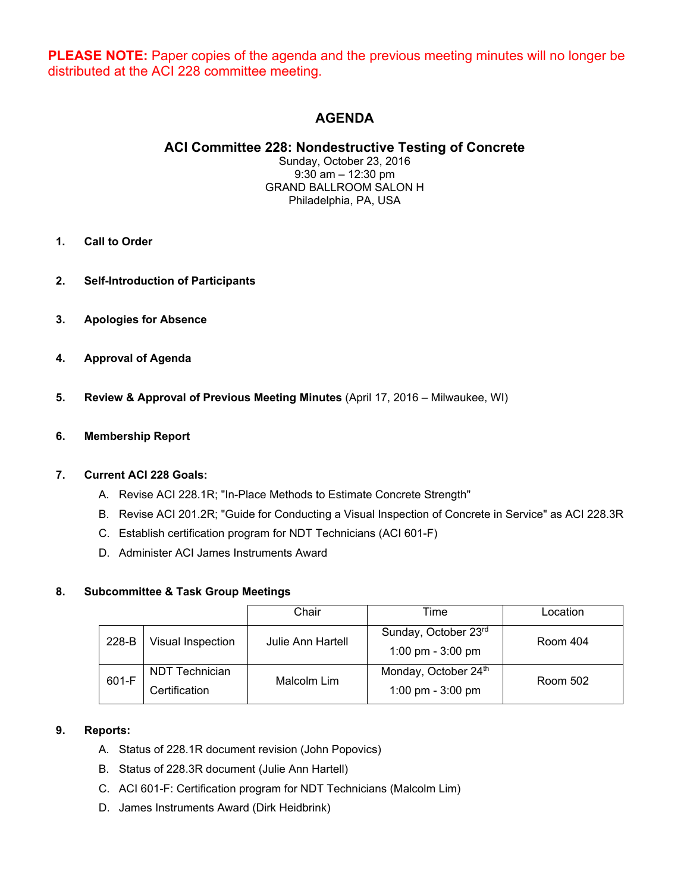**PLEASE NOTE:** Paper copies of the agenda and the previous meeting minutes will no longer be distributed at the ACI 228 committee meeting.

# AGENDA

## ACI Committee 228: Nondestructive Testing of Concrete

Sunday, October 23, 2016
9:30 am – 12:30 pm
GRAND BALLROOM SALON H
Philadelphia, PA, USA

1. **Call to Order**

2. **Self-Introduction of Participants**

3. **Apologies for Absence**

4. **Approval of Agenda**

5. **Review & Approval of Previous Meeting Minutes** (April 17, 2016 – Milwaukee, WI)

6. **Membership Report**

7. **Current ACI 228 Goals:**
   - A. Revise ACI 228.1R; "In-Place Methods to Estimate Concrete Strength"
   - B. Revise ACI 201.2R; "Guide for Conducting a Visual Inspection of Concrete in Service" as ACI 228.3R
   - C. Establish certification program for NDT Technicians (ACI 601-F)
   - D. Administer ACI James Instruments Award

8. **Subcommittee & Task Group Meetings**

| | | Chair | Time | Location |
|---|---|---|---|---|
| 228-B | Visual Inspection | Julie Ann Hartell | Sunday, October 23rd 1:00 pm - 3:00 pm | Room 404 |
| 601-F | NDT Technician Certification | Malcolm Lim | Monday, October 24th 1:00 pm - 3:00 pm | Room 502 |

9. **Reports:**
   - A. Status of 228.1R document revision (John Popovics)
   - B. Status of 228.3R document (Julie Ann Hartell)
   - C. ACI 601-F: Certification program for NDT Technicians (Malcolm Lim)
   - D. James Instruments Award (Dirk Heidbrink)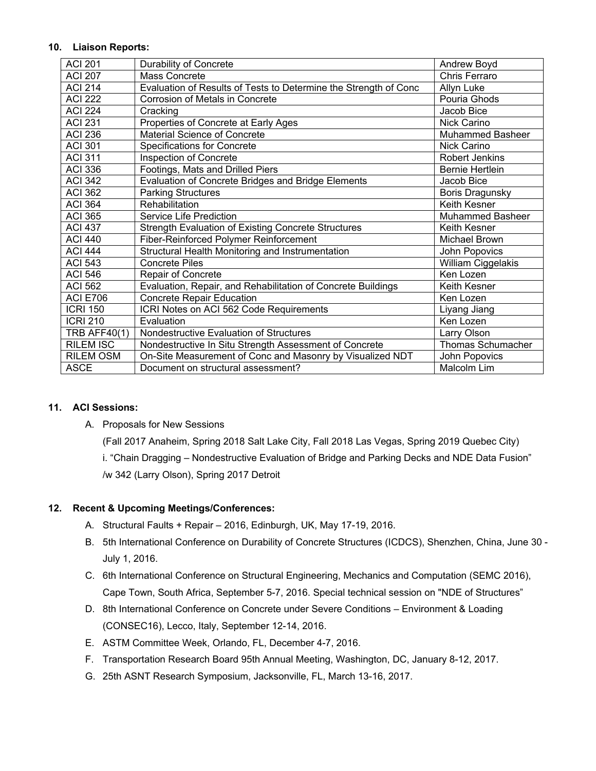**10. Liaison Reports:**

| ACI 201 | Durability of Concrete | Andrew Boyd |
|---|---|---|
| ACI 207 | Mass Concrete | Chris Ferraro |
| ACI 214 | Evaluation of Results of Tests to Determine the Strength of Conc | Allyn Luke |
| ACI 222 | Corrosion of Metals in Concrete | Pouria Ghods |
| ACI 224 | Cracking | Jacob Bice |
| ACI 231 | Properties of Concrete at Early Ages | Nick Carino |
| ACI 236 | Material Science of Concrete | Muhammed Basheer |
| ACI 301 | Specifications for Concrete | Nick Carino |
| ACI 311 | Inspection of Concrete | Robert Jenkins |
| ACI 336 | Footings, Mats and Drilled Piers | Bernie Hertlein |
| ACI 342 | Evaluation of Concrete Bridges and Bridge Elements | Jacob Bice |
| ACI 362 | Parking Structures | Boris Dragunsky |
| ACI 364 | Rehabilitation | Keith Kesner |
| ACI 365 | Service Life Prediction | Muhammed Basheer |
| ACI 437 | Strength Evaluation of Existing Concrete Structures | Keith Kesner |
| ACI 440 | Fiber-Reinforced Polymer Reinforcement | Michael Brown |
| ACI 444 | Structural Health Monitoring and Instrumentation | John Popovics |
| ACI 543 | Concrete Piles | William Ciggelakis |
| ACI 546 | Repair of Concrete | Ken Lozen |
| ACI 562 | Evaluation, Repair, and Rehabilitation of Concrete Buildings | Keith Kesner |
| ACI E706 | Concrete Repair Education | Ken Lozen |
| ICRI 150 | ICRI Notes on ACI 562 Code Requirements | Liyang Jiang |
| ICRI 210 | Evaluation | Ken Lozen |
| TRB AFF40(1) | Nondestructive Evaluation of Structures | Larry Olson |
| RILEM ISC | Nondestructive In Situ Strength Assessment of Concrete | Thomas Schumacher |
| RILEM OSM | On-Site Measurement of Conc and Masonry by Visualized NDT | John Popovics |
| ASCE | Document on structural assessment? | Malcolm Lim |

**11. ACI Sessions:**

A. Proposals for New Sessions

(Fall 2017 Anaheim, Spring 2018 Salt Lake City, Fall 2018 Las Vegas, Spring 2019 Quebec City)

i. "Chain Dragging – Nondestructive Evaluation of Bridge and Parking Decks and NDE Data Fusion" /w 342 (Larry Olson), Spring 2017 Detroit

**12. Recent & Upcoming Meetings/Conferences:**

A. Structural Faults + Repair – 2016, Edinburgh, UK, May 17-19, 2016.

B. 5th International Conference on Durability of Concrete Structures (ICDCS), Shenzhen, China, June 30 - July 1, 2016.

C. 6th International Conference on Structural Engineering, Mechanics and Computation (SEMC 2016), Cape Town, South Africa, September 5-7, 2016. Special technical session on "NDE of Structures"

D. 8th International Conference on Concrete under Severe Conditions – Environment & Loading (CONSEC16), Lecco, Italy, September 12-14, 2016.

E. ASTM Committee Week, Orlando, FL, December 4-7, 2016.

F. Transportation Research Board 95th Annual Meeting, Washington, DC, January 8-12, 2017.

G. 25th ASNT Research Symposium, Jacksonville, FL, March 13-16, 2017.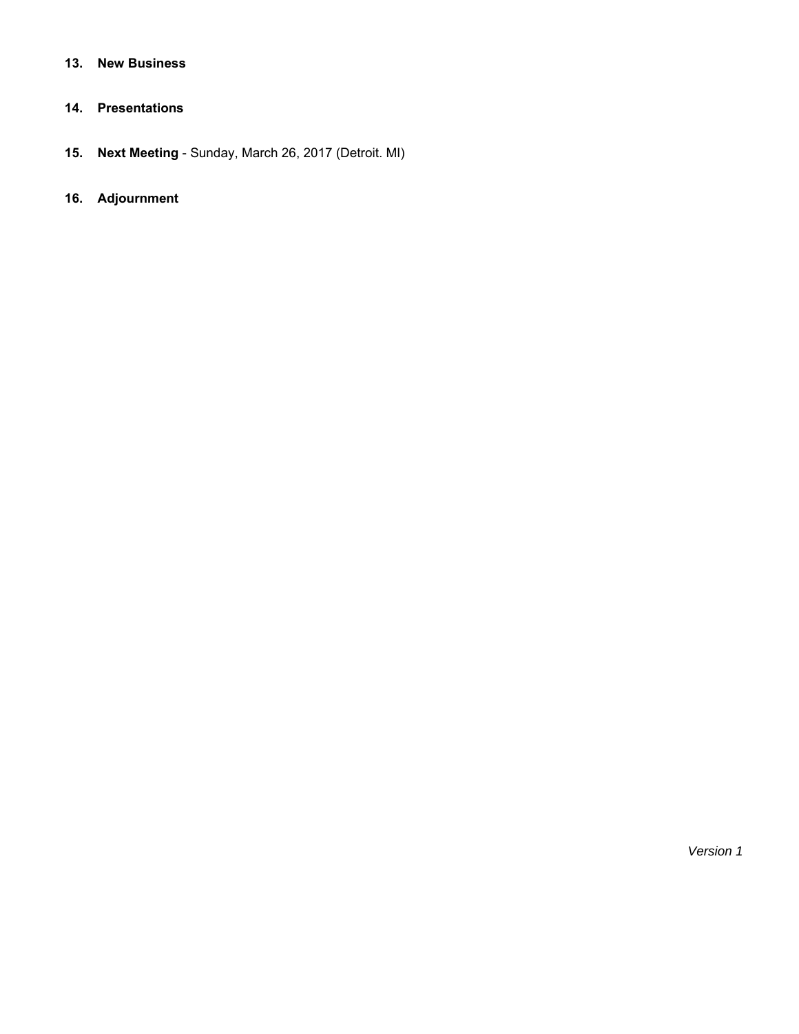13. **New Business**

14. **Presentations**

15. **Next Meeting** - Sunday, March 26, 2017 (Detroit. MI)

16. **Adjournment**

*Version 1*